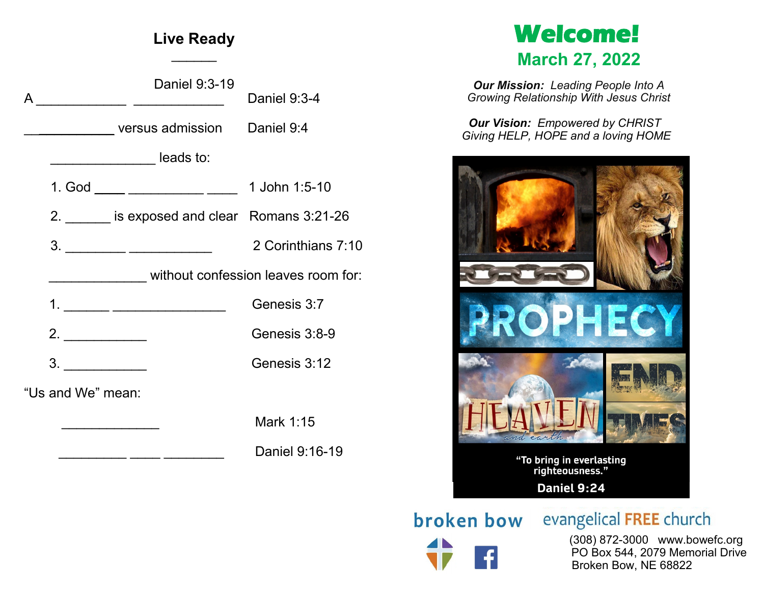## Live Ready

______

Daniel 9:3-19

A ____________ ____________ Daniel 9:3-4

____________ versus admission Daniel 9:4

______________ leads to:

1. God ____ __________ ____ 1 John 1:5-10

2. ______ is exposed and clear Romans 3:21-26

3. ________ ___________ 2 Corinthians 7:10

_____________ without confession leaves room for:

1. ______ _______________ Genesis 3:7

2. ___________ Genesis 3:8-9

3. ___________ Genesis 3:12

“Us and We” mean:

_____________ Mark 1:15

_________ ____ ________ Daniel 9:16-19

# Welcome!

## March 27, 2022

***Our Mission:*** *Leading People Into A Growing Relationship With Jesus Christ*

***Our Vision:*** *Empowered by CHRIST Giving HELP, HOPE and a loving HOME*

PROPHECY

HEAVEN and earth

END TIMES

**“To bring in everlasting righteousness.”**

**Daniel 9:24**

broken bow evangelical FREE church

(308) 872-3000 www.bowefc.org
PO Box 544, 2079 Memorial Drive
Broken Bow, NE 68822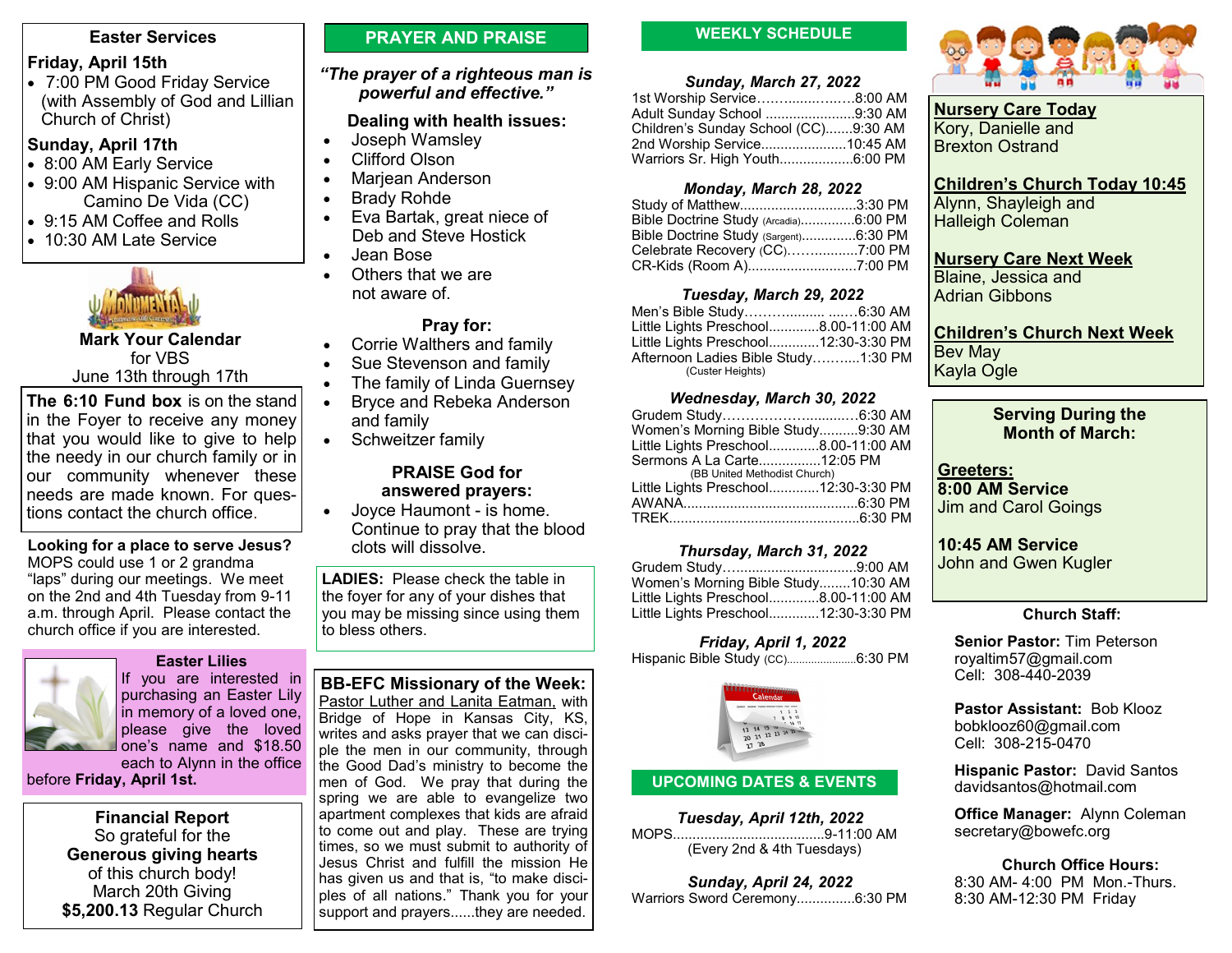## Easter Services

**Friday, April 15th**

- 7:00 PM Good Friday Service (with Assembly of God and Lillian Church of Christ)

**Sunday, April 17th**

- 8:00 AM Early Service
- 9:00 AM Hispanic Service with Camino De Vida (CC)
- 9:15 AM Coffee and Rolls
- 10:30 AM Late Service

**Mark Your Calendar**
for VBS
June 13th through 17th

**The 6:10 Fund box** is on the stand in the Foyer to receive any money that you would like to give to help the needy in our church family or in our community whenever these needs are made known. For questions contact the church office.

**Looking for a place to serve Jesus?** MOPS could use 1 or 2 grandma "laps" during our meetings. We meet on the 2nd and 4th Tuesday from 9-11 a.m. through April. Please contact the church office if you are interested.

**Easter Lilies**

If you are interested in purchasing an Easter Lily in memory of a loved one, please give the loved one's name and $18.50 each to Alynn in the office before **Friday, April 1st.**

**Financial Report**
So grateful for the
**Generous giving hearts**
of this church body!
March 20th Giving
**$5,200.13** Regular Church

## PRAYER AND PRAISE

***"The prayer of a righteous man is powerful and effective."***

**Dealing with health issues:**

- Joseph Wamsley
- Clifford Olson
- Marjean Anderson
- Brady Rohde
- Eva Bartak, great niece of Deb and Steve Hostick
- Jean Bose
- Others that we are not aware of.

**Pray for:**

- Corrie Walthers and family
- Sue Stevenson and family
- The family of Linda Guernsey
- Bryce and Rebeka Anderson and family
- Schweitzer family

**PRAISE God for answered prayers:**

- Joyce Haumont - is home. Continue to pray that the blood clots will dissolve.

**LADIES:** Please check the table in the foyer for any of your dishes that you may be missing since using them to bless others.

**BB-EFC Missionary of the Week:** Pastor Luther and Lanita Eatman, with Bridge of Hope in Kansas City, KS, writes and asks prayer that we can disciple the men in our community, through the Good Dad's ministry to become the men of God. We pray that during the spring we are able to evangelize two apartment complexes that kids are afraid to come out and play. These are trying times, so we must submit to authority of Jesus Christ and fulfill the mission He has given us and that is, "to make disciples of all nations." Thank you for your support and prayers......they are needed.

## WEEKLY SCHEDULE

***Sunday, March 27, 2022***

1st Worship Service……..........…….8:00 AM
Adult Sunday School .......................9:30 AM
Children's Sunday School (CC).......9:30 AM
2nd Worship Service......................10:45 AM
Warriors Sr. High Youth...................6:00 PM

***Monday, March 28, 2022***

Study of Matthew.............................3:30 PM
Bible Doctrine Study (Arcadia)..............6:00 PM
Bible Doctrine Study (Sargent)..............6:30 PM
Celebrate Recovery (CC)……............7:00 PM
CR-Kids (Room A)............................7:00 PM

***Tuesday, March 29, 2022***

Men's Bible Study……........... .......6:30 AM
Little Lights Preschool.............8.00-11:00 AM
Little Lights Preschool.............12:30-3:30 PM
Afternoon Ladies Bible Study………....1:30 PM
(Custer Heights)

***Wednesday, March 30, 2022***

Grudem Study……………….............6:30 AM
Women's Morning Bible Study..........9:30 AM
Little Lights Preschool.............8.00-11:00 AM
Sermons A La Carte................12:05 PM
(BB United Methodist Church)
Little Lights Preschool.............12:30-3:30 PM
AWANA..............................................6:30 PM
TREK..................................................6:30 PM

***Thursday, March 31, 2022***

Grudem Study…..............................9:00 AM
Women's Morning Bible Study........10:30 AM
Little Lights Preschool.............8.00-11:00 AM
Little Lights Preschool.............12:30-3:30 PM

***Friday, April 1, 2022***

Hispanic Bible Study (CC)......................6:30 PM

## UPCOMING DATES & EVENTS

***Tuesday, April 12th, 2022***

MOPS.......................................9-11:00 AM
(Every 2nd & 4th Tuesdays)

***Sunday, April 24, 2022***

Warriors Sword Ceremony..............6:30 PM

**Nursery Care Today**
Kory, Danielle and Brexton Ostrand

**Children's Church Today 10:45**
Alynn, Shayleigh and Halleigh Coleman

**Nursery Care Next Week**
Blaine, Jessica and Adrian Gibbons

**Children's Church Next Week**
Bev May
Kayla Ogle

**Serving During the Month of March:**

**Greeters:**
**8:00 AM Service**
Jim and Carol Goings

**10:45 AM Service**
John and Gwen Kugler

**Church Staff:**

**Senior Pastor:** Tim Peterson
royaltim57@gmail.com
Cell: 308-440-2039

**Pastor Assistant:** Bob Klooz
bobklooz60@gmail.com
Cell: 308-215-0470

**Hispanic Pastor:** David Santos
davidsantos@hotmail.com

**Office Manager:** Alynn Coleman
secretary@bowefc.org

**Church Office Hours:**
8:30 AM- 4:00 PM Mon.-Thurs.
8:30 AM-12:30 PM Friday